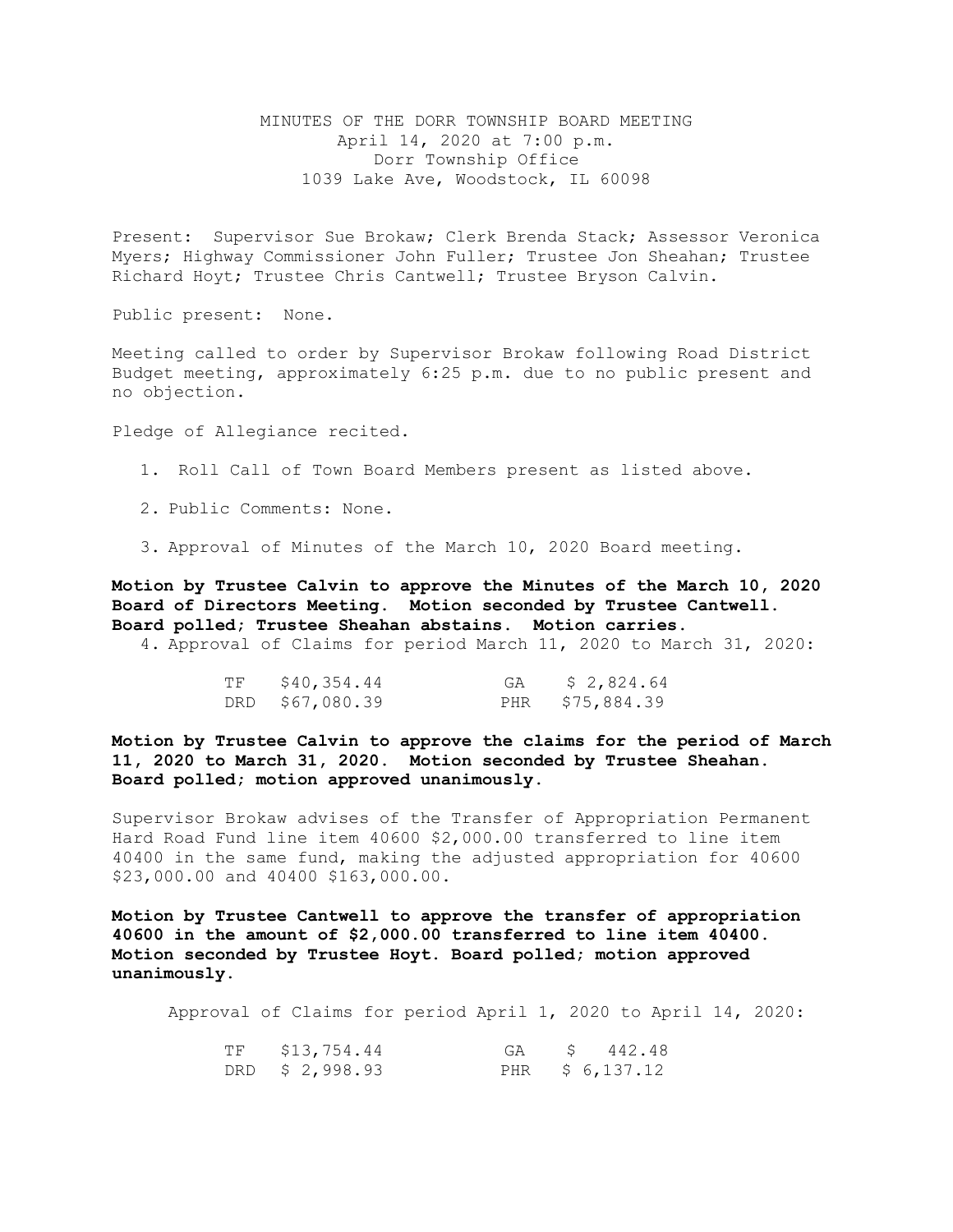MINUTES OF THE DORR TOWNSHIP BOARD MEETING
April 14, 2020 at 7:00 p.m.
Dorr Township Office
1039 Lake Ave, Woodstock, IL 60098

Present: Supervisor Sue Brokaw; Clerk Brenda Stack; Assessor Veronica Myers; Highway Commissioner John Fuller; Trustee Jon Sheahan; Trustee Richard Hoyt; Trustee Chris Cantwell; Trustee Bryson Calvin.

Public present: None.

Meeting called to order by Supervisor Brokaw following Road District Budget meeting, approximately 6:25 p.m. due to no public present and no objection.

Pledge of Allegiance recited.

1. Roll Call of Town Board Members present as listed above.
2. Public Comments: None.
3. Approval of Minutes of the March 10, 2020 Board meeting.

**Motion by Trustee Calvin to approve the Minutes of the March 10, 2020 Board of Directors Meeting. Motion seconded by Trustee Cantwell. Board polled; Trustee Sheahan abstains. Motion carries.**

4. Approval of Claims for period March 11, 2020 to March 31, 2020:

| | | | |
|---|---|---|---|
| TF | $40,354.44 | GA | $ 2,824.64 |
| DRD | $67,080.39 | PHR | $75,884.39 |

**Motion by Trustee Calvin to approve the claims for the period of March 11, 2020 to March 31, 2020. Motion seconded by Trustee Sheahan. Board polled; motion approved unanimously.**

Supervisor Brokaw advises of the Transfer of Appropriation Permanent Hard Road Fund line item 40600 $2,000.00 transferred to line item 40400 in the same fund, making the adjusted appropriation for 40600 $23,000.00 and 40400 $163,000.00.

**Motion by Trustee Cantwell to approve the transfer of appropriation 40600 in the amount of $2,000.00 transferred to line item 40400. Motion seconded by Trustee Hoyt. Board polled; motion approved unanimously.**

Approval of Claims for period April 1, 2020 to April 14, 2020:

| | | | |
|---|---|---|---|
| TF | $13,754.44 | GA | $ 442.48 |
| DRD | $ 2,998.93 | PHR | $ 6,137.12 |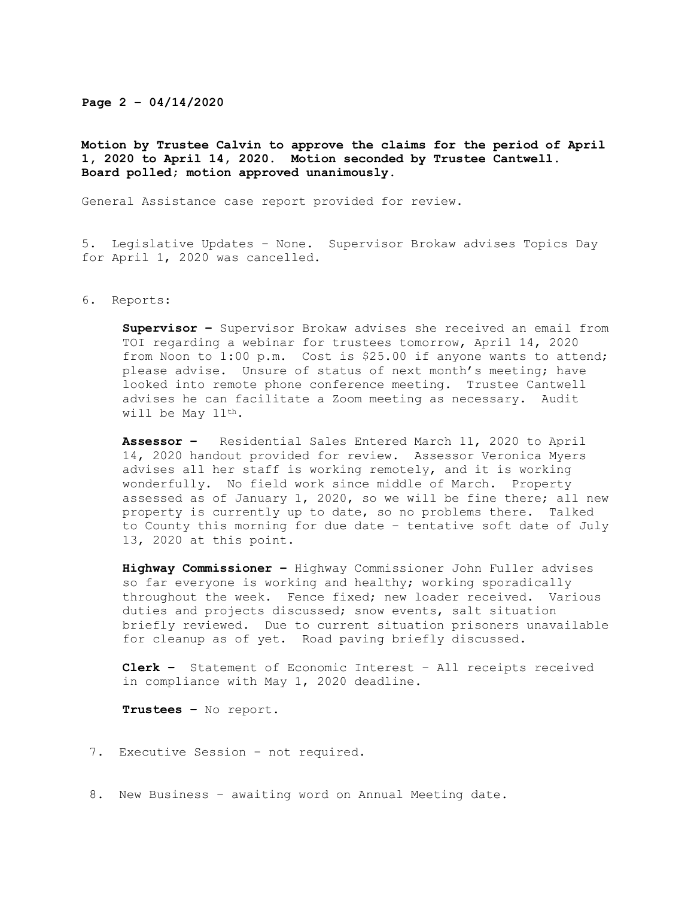**Motion by Trustee Calvin to approve the claims for the period of April 1, 2020 to April 14, 2020. Motion seconded by Trustee Cantwell. Board polled; motion approved unanimously.**

General Assistance case report provided for review.

5. Legislative Updates – None. Supervisor Brokaw advises Topics Day for April 1, 2020 was cancelled.

6. Reports:

**Supervisor –** Supervisor Brokaw advises she received an email from TOI regarding a webinar for trustees tomorrow, April 14, 2020 from Noon to 1:00 p.m. Cost is $25.00 if anyone wants to attend; please advise. Unsure of status of next month's meeting; have looked into remote phone conference meeting. Trustee Cantwell advises he can facilitate a Zoom meeting as necessary. Audit will be May 11th.

**Assessor –** Residential Sales Entered March 11, 2020 to April 14, 2020 handout provided for review. Assessor Veronica Myers advises all her staff is working remotely, and it is working wonderfully. No field work since middle of March. Property assessed as of January 1, 2020, so we will be fine there; all new property is currently up to date, so no problems there. Talked to County this morning for due date – tentative soft date of July 13, 2020 at this point.

**Highway Commissioner –** Highway Commissioner John Fuller advises so far everyone is working and healthy; working sporadically throughout the week. Fence fixed; new loader received. Various duties and projects discussed; snow events, salt situation briefly reviewed. Due to current situation prisoners unavailable for cleanup as of yet. Road paving briefly discussed.

**Clerk –** Statement of Economic Interest – All receipts received in compliance with May 1, 2020 deadline.

**Trustees –** No report.

7. Executive Session – not required.

8. New Business – awaiting word on Annual Meeting date.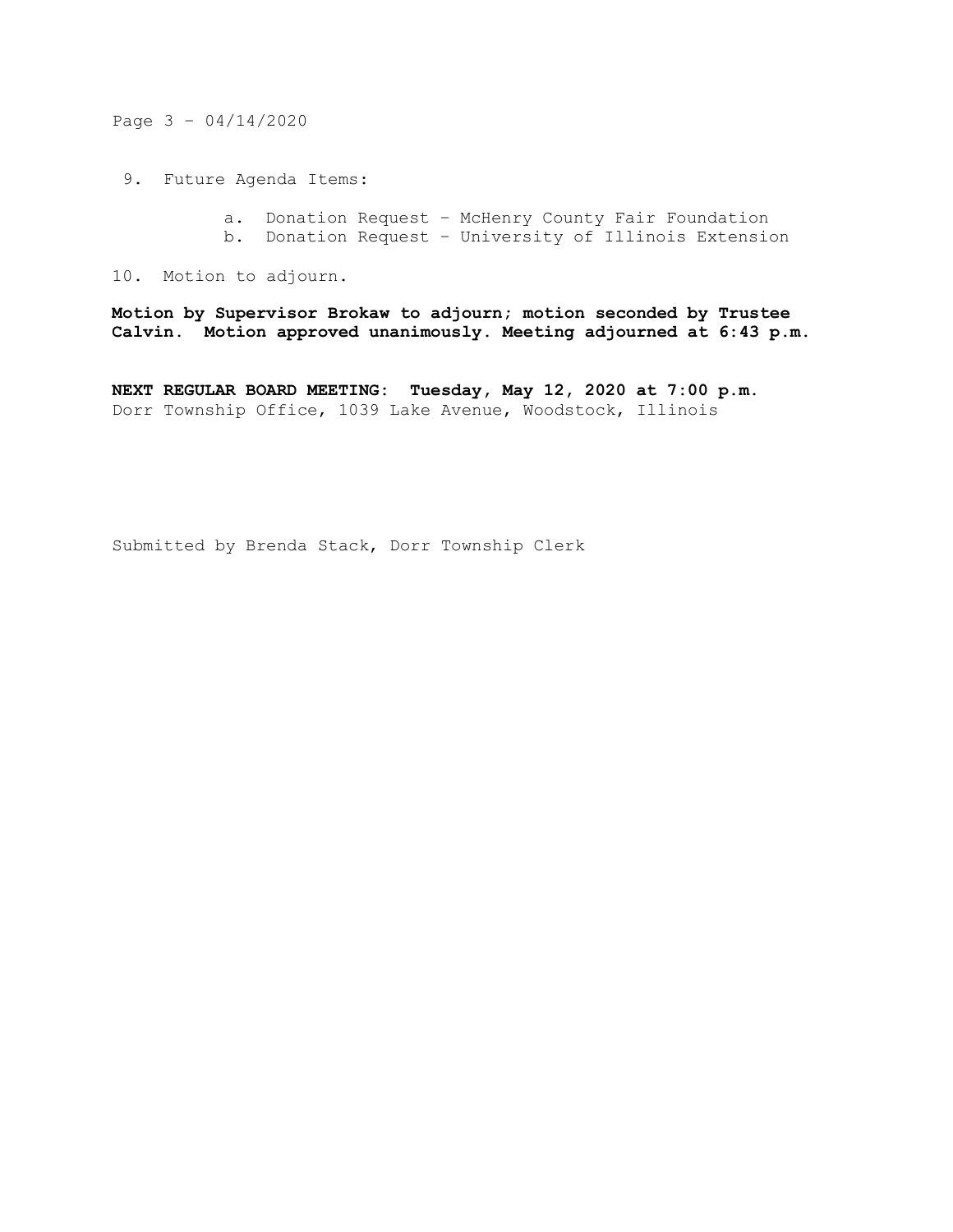9. Future Agenda Items:

    a. Donation Request – McHenry County Fair Foundation
    b. Donation Request – University of Illinois Extension

10. Motion to adjourn.

**Motion by Supervisor Brokaw to adjourn; motion seconded by Trustee Calvin. Motion approved unanimously. Meeting adjourned at 6:43 p.m.**

**NEXT REGULAR BOARD MEETING: Tuesday, May 12, 2020 at 7:00 p.m.**
Dorr Township Office, 1039 Lake Avenue, Woodstock, Illinois

Submitted by Brenda Stack, Dorr Township Clerk